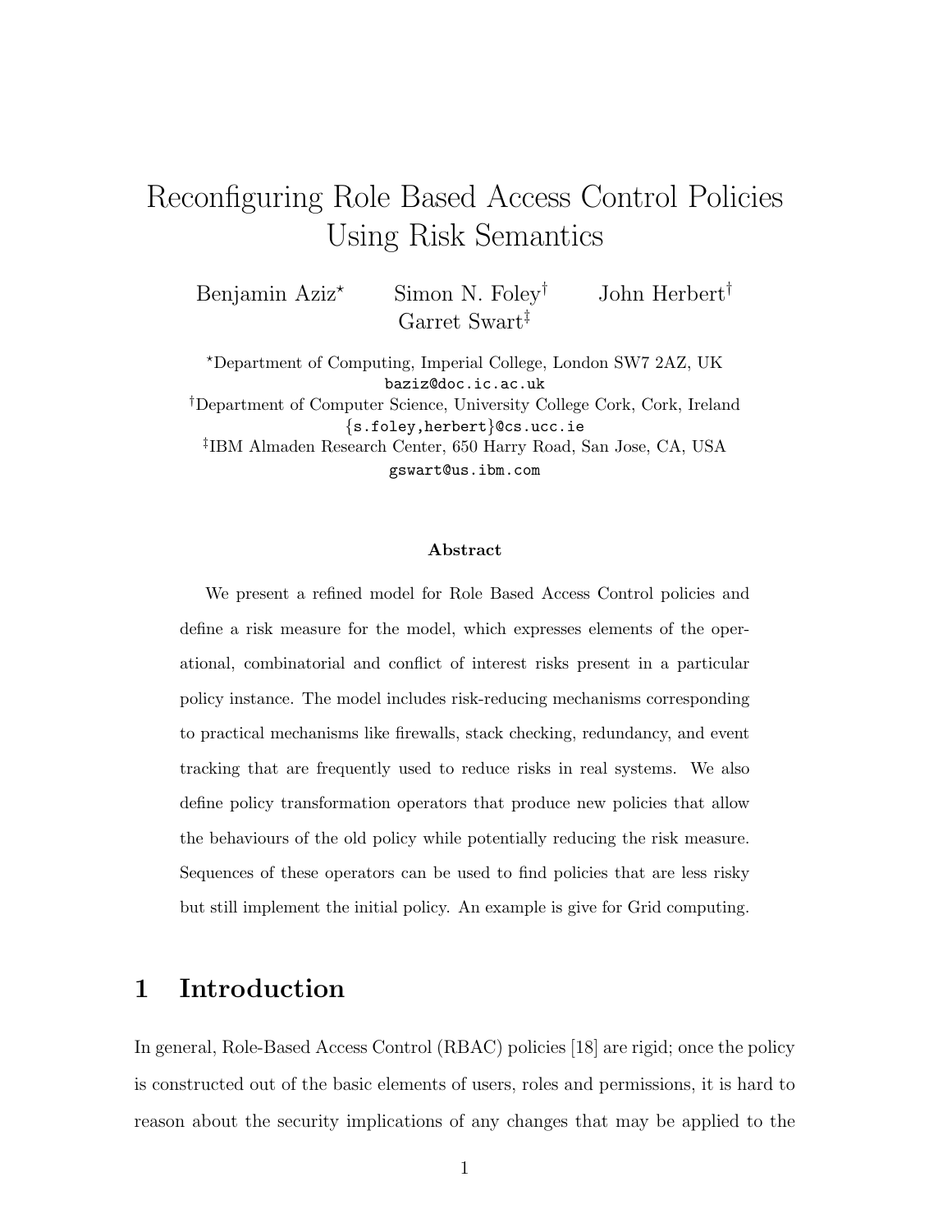# Reconfiguring Role Based Access Control Policies Using Risk Semantics

Benjamin Aziz[⋆] Simon N. Foley[†] John Herbert[†] Garret Swart[‡]

[⋆]Department of Computing, Imperial College, London SW7 2AZ, UK
baziz@doc.ic.ac.uk

[†]Department of Computer Science, University College Cork, Cork, Ireland
{s.foley,herbert}@cs.ucc.ie

[‡]IBM Almaden Research Center, 650 Harry Road, San Jose, CA, USA
gswart@us.ibm.com

### Abstract

We present a refined model for Role Based Access Control policies and define a risk measure for the model, which expresses elements of the operational, combinatorial and conflict of interest risks present in a particular policy instance. The model includes risk-reducing mechanisms corresponding to practical mechanisms like firewalls, stack checking, redundancy, and event tracking that are frequently used to reduce risks in real systems. We also define policy transformation operators that produce new policies that allow the behaviours of the old policy while potentially reducing the risk measure. Sequences of these operators can be used to find policies that are less risky but still implement the initial policy. An example is give for Grid computing.

## 1 Introduction

In general, Role-Based Access Control (RBAC) policies [18] are rigid; once the policy is constructed out of the basic elements of users, roles and permissions, it is hard to reason about the security implications of any changes that may be applied to the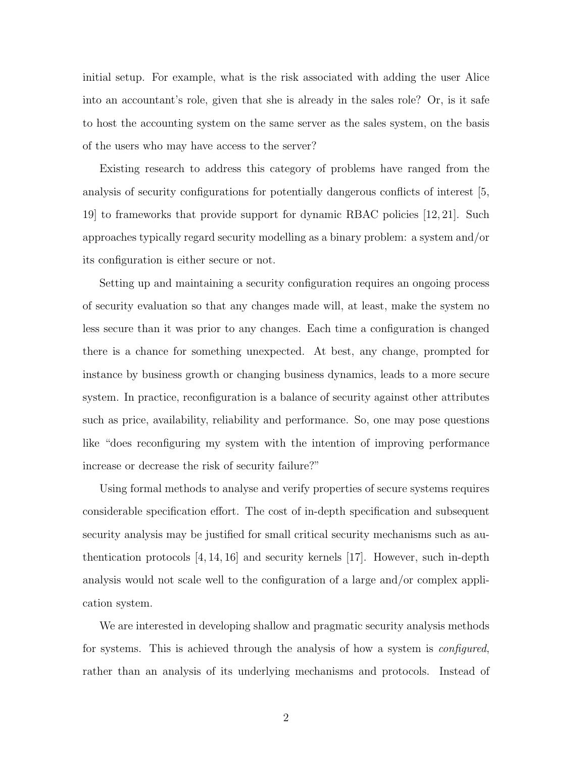initial setup. For example, what is the risk associated with adding the user Alice into an accountant's role, given that she is already in the sales role? Or, is it safe to host the accounting system on the same server as the sales system, on the basis of the users who may have access to the server?

Existing research to address this category of problems have ranged from the analysis of security configurations for potentially dangerous conflicts of interest [5, 19] to frameworks that provide support for dynamic RBAC policies [12, 21]. Such approaches typically regard security modelling as a binary problem: a system and/or its configuration is either secure or not.

Setting up and maintaining a security configuration requires an ongoing process of security evaluation so that any changes made will, at least, make the system no less secure than it was prior to any changes. Each time a configuration is changed there is a chance for something unexpected. At best, any change, prompted for instance by business growth or changing business dynamics, leads to a more secure system. In practice, reconfiguration is a balance of security against other attributes such as price, availability, reliability and performance. So, one may pose questions like "does reconfiguring my system with the intention of improving performance increase or decrease the risk of security failure?"

Using formal methods to analyse and verify properties of secure systems requires considerable specification effort. The cost of in-depth specification and subsequent security analysis may be justified for small critical security mechanisms such as authentication protocols [4, 14, 16] and security kernels [17]. However, such in-depth analysis would not scale well to the configuration of a large and/or complex application system.

We are interested in developing shallow and pragmatic security analysis methods for systems. This is achieved through the analysis of how a system is *configured*, rather than an analysis of its underlying mechanisms and protocols. Instead of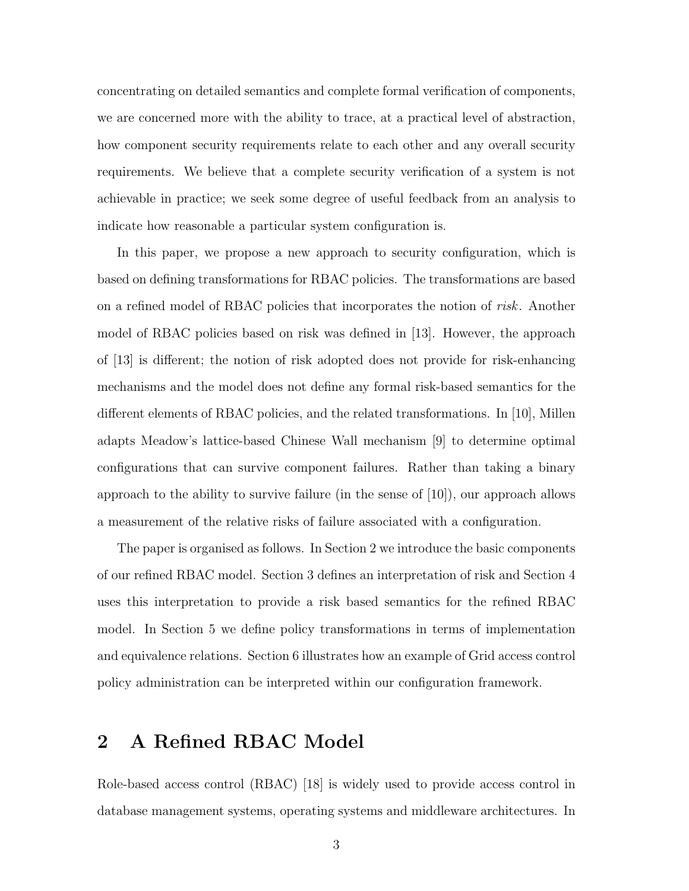concentrating on detailed semantics and complete formal verification of components, we are concerned more with the ability to trace, at a practical level of abstraction, how component security requirements relate to each other and any overall security requirements. We believe that a complete security verification of a system is not achievable in practice; we seek some degree of useful feedback from an analysis to indicate how reasonable a particular system configuration is.

In this paper, we propose a new approach to security configuration, which is based on defining transformations for RBAC policies. The transformations are based on a refined model of RBAC policies that incorporates the notion of *risk*. Another model of RBAC policies based on risk was defined in [13]. However, the approach of [13] is different; the notion of risk adopted does not provide for risk-enhancing mechanisms and the model does not define any formal risk-based semantics for the different elements of RBAC policies, and the related transformations. In [10], Millen adapts Meadow's lattice-based Chinese Wall mechanism [9] to determine optimal configurations that can survive component failures. Rather than taking a binary approach to the ability to survive failure (in the sense of [10]), our approach allows a measurement of the relative risks of failure associated with a configuration.

The paper is organised as follows. In Section 2 we introduce the basic components of our refined RBAC model. Section 3 defines an interpretation of risk and Section 4 uses this interpretation to provide a risk based semantics for the refined RBAC model. In Section 5 we define policy transformations in terms of implementation and equivalence relations. Section 6 illustrates how an example of Grid access control policy administration can be interpreted within our configuration framework.

## 2 A Refined RBAC Model

Role-based access control (RBAC) [18] is widely used to provide access control in database management systems, operating systems and middleware architectures. In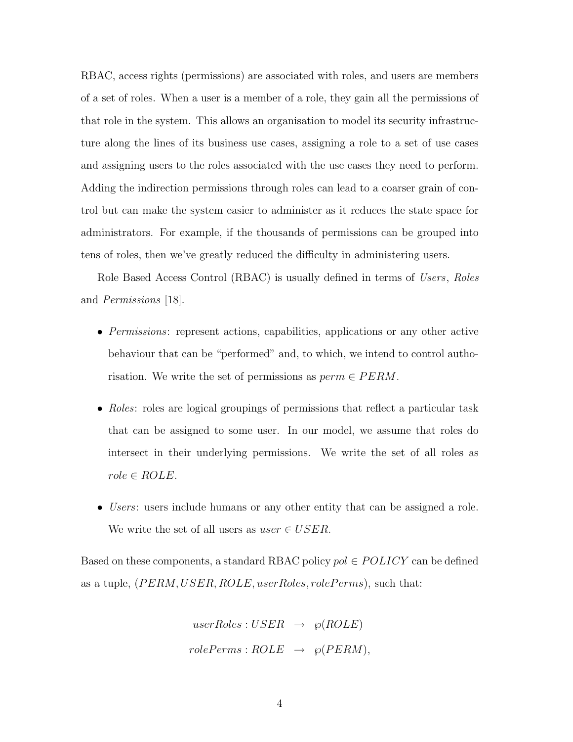RBAC, access rights (permissions) are associated with roles, and users are members of a set of roles. When a user is a member of a role, they gain all the permissions of that role in the system. This allows an organisation to model its security infrastructure along the lines of its business use cases, assigning a role to a set of use cases and assigning users to the roles associated with the use cases they need to perform. Adding the indirection permissions through roles can lead to a coarser grain of control but can make the system easier to administer as it reduces the state space for administrators. For example, if the thousands of permissions can be grouped into tens of roles, then we've greatly reduced the difficulty in administering users.

Role Based Access Control (RBAC) is usually defined in terms of *Users*, *Roles* and *Permissions* [18].

- *Permissions*: represent actions, capabilities, applications or any other active behaviour that can be "performed" and, to which, we intend to control authorisation. We write the set of permissions as $perm \in PERM$.
- *Roles*: roles are logical groupings of permissions that reflect a particular task that can be assigned to some user. In our model, we assume that roles do intersect in their underlying permissions. We write the set of all roles as $role \in ROLE$.
- *Users*: users include humans or any other entity that can be assigned a role. We write the set of all users as $user \in USER$.

Based on these components, a standard RBAC policy $pol \in POLICY$ can be defined as a tuple, $(PERM, USER, ROLE, userRoles, rolePerms)$, such that:

$$
\begin{aligned}
userRoles : USER &\rightarrow \wp(ROLE) \\
rolePerms : ROLE &\rightarrow \wp(PERM),
\end{aligned}
$$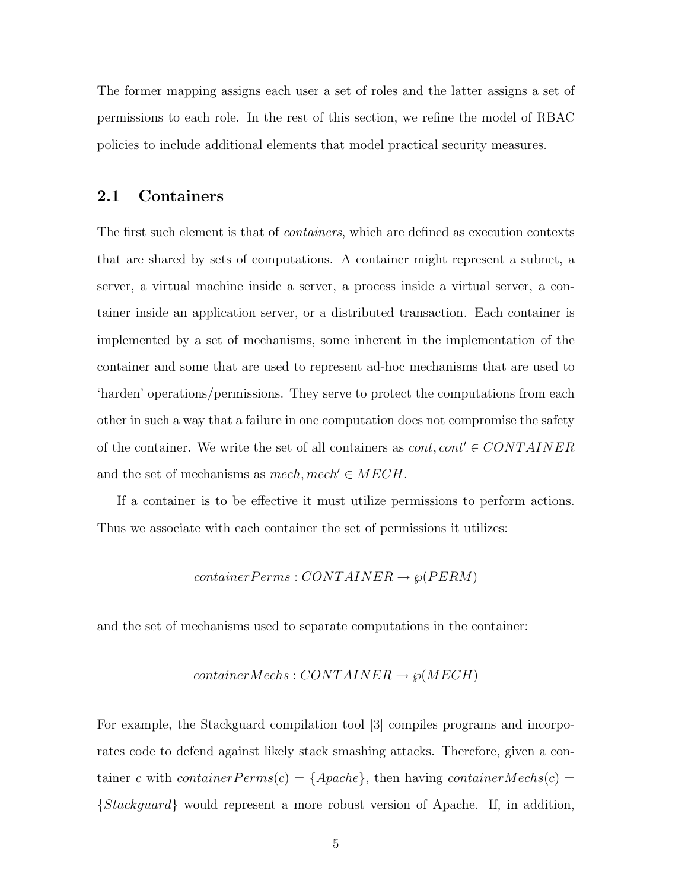The former mapping assigns each user a set of roles and the latter assigns a set of permissions to each role. In the rest of this section, we refine the model of RBAC policies to include additional elements that model practical security measures.

## 2.1 Containers

The first such element is that of *containers*, which are defined as execution contexts that are shared by sets of computations. A container might represent a subnet, a server, a virtual machine inside a server, a process inside a virtual server, a container inside an application server, or a distributed transaction. Each container is implemented by a set of mechanisms, some inherent in the implementation of the container and some that are used to represent ad-hoc mechanisms that are used to 'harden' operations/permissions. They serve to protect the computations from each other in such a way that a failure in one computation does not compromise the safety of the container. We write the set of all containers as $cont, cont' \in CONTAINER$ and the set of mechanisms as $mech, mech' \in MECH$.

If a container is to be effective it must utilize permissions to perform actions. Thus we associate with each container the set of permissions it utilizes:

$$containerPerms : CONTAINER \rightarrow \wp(PERM)$$

and the set of mechanisms used to separate computations in the container:

$$containerMechs : CONTAINER \rightarrow \wp(MECH)$$

For example, the Stackguard compilation tool [3] compiles programs and incorporates code to defend against likely stack smashing attacks. Therefore, given a container $c$ with $containerPerms(c) = \{Apache\}$, then having $containerMechs(c) = \{Stackguard\}$ would represent a more robust version of Apache. If, in addition,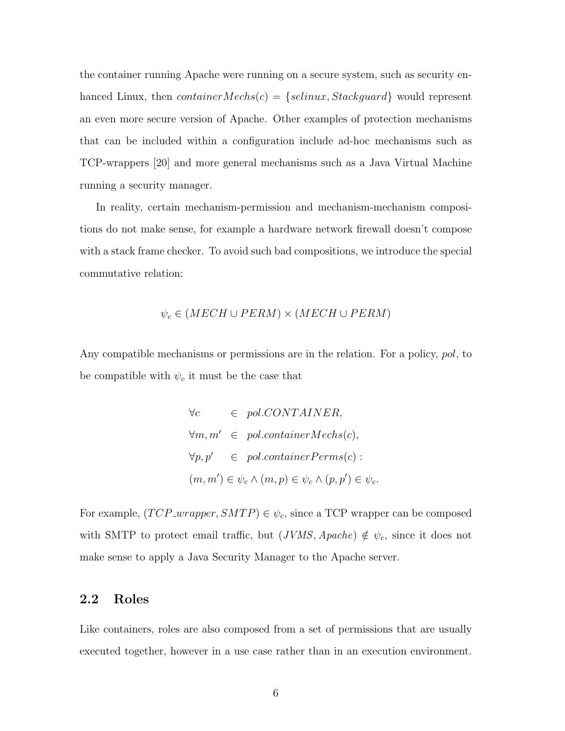the container running Apache were running on a secure system, such as security enhanced Linux, then $containerMechs(c) = \{selinux, Stackguard\}$ would represent an even more secure version of Apache. Other examples of protection mechanisms that can be included within a configuration include ad-hoc mechanisms such as TCP-wrappers [20] and more general mechanisms such as a Java Virtual Machine running a security manager.

In reality, certain mechanism-permission and mechanism-mechanism compositions do not make sense, for example a hardware network firewall doesn't compose with a stack frame checker. To avoid such bad compositions, we introduce the special commutative relation:

$$\psi_c \in (MECH \cup PERM) \times (MECH \cup PERM)$$

Any compatible mechanisms or permissions are in the relation. For a policy, *pol*, to be compatible with $\psi_c$ it must be the case that

$$\begin{aligned}
\forall c \quad &\in \; pol.CONTAINER, \\
\forall m, m' \; &\in \; pol.containerMechs(c), \\
\forall p, p' \quad &\in \; pol.containerPerms(c): \\
(m, m') \in \psi_c \wedge &(m, p) \in \psi_c \wedge (p, p') \in \psi_c.
\end{aligned}$$

For example, $(TCP\_wrapper, SMTP) \in \psi_c$, since a TCP wrapper can be composed with SMTP to protect email traffic, but $(JVMS, Apache) \notin \psi_c$, since it does not make sense to apply a Java Security Manager to the Apache server.

## 2.2 Roles

Like containers, roles are also composed from a set of permissions that are usually executed together, however in a use case rather than in an execution environment.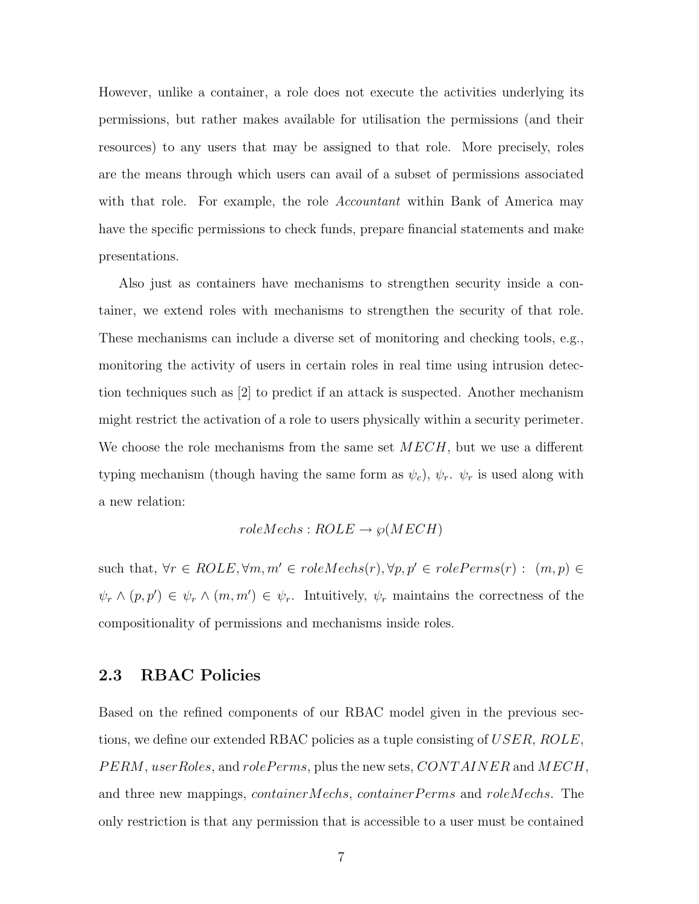However, unlike a container, a role does not execute the activities underlying its permissions, but rather makes available for utilisation the permissions (and their resources) to any users that may be assigned to that role. More precisely, roles are the means through which users can avail of a subset of permissions associated with that role. For example, the role *Accountant* within Bank of America may have the specific permissions to check funds, prepare financial statements and make presentations.

Also just as containers have mechanisms to strengthen security inside a container, we extend roles with mechanisms to strengthen the security of that role. These mechanisms can include a diverse set of monitoring and checking tools, e.g., monitoring the activity of users in certain roles in real time using intrusion detection techniques such as [2] to predict if an attack is suspected. Another mechanism might restrict the activation of a role to users physically within a security perimeter. We choose the role mechanisms from the same set $MECH$, but we use a different typing mechanism (though having the same form as $\psi_c$), $\psi_r$. $\psi_r$ is used along with a new relation:

$$roleMechs : ROLE \rightarrow \wp(MECH)$$

such that, $\forall r \in ROLE, \forall m, m' \in roleMechs(r), \forall p, p' \in rolePerms(r) : \ (m, p) \in \psi_r \wedge (p, p') \in \psi_r \wedge (m, m') \in \psi_r$. Intuitively, $\psi_r$ maintains the correctness of the compositionality of permissions and mechanisms inside roles.

### 2.3 RBAC Policies

Based on the refined components of our RBAC model given in the previous sections, we define our extended RBAC policies as a tuple consisting of $USER$, $ROLE$, $PERM$, $userRoles$, and $rolePerms$, plus the new sets, $CONTAINER$ and $MECH$, and three new mappings, $containerMechs$, $containerPerms$ and $roleMechs$. The only restriction is that any permission that is accessible to a user must be contained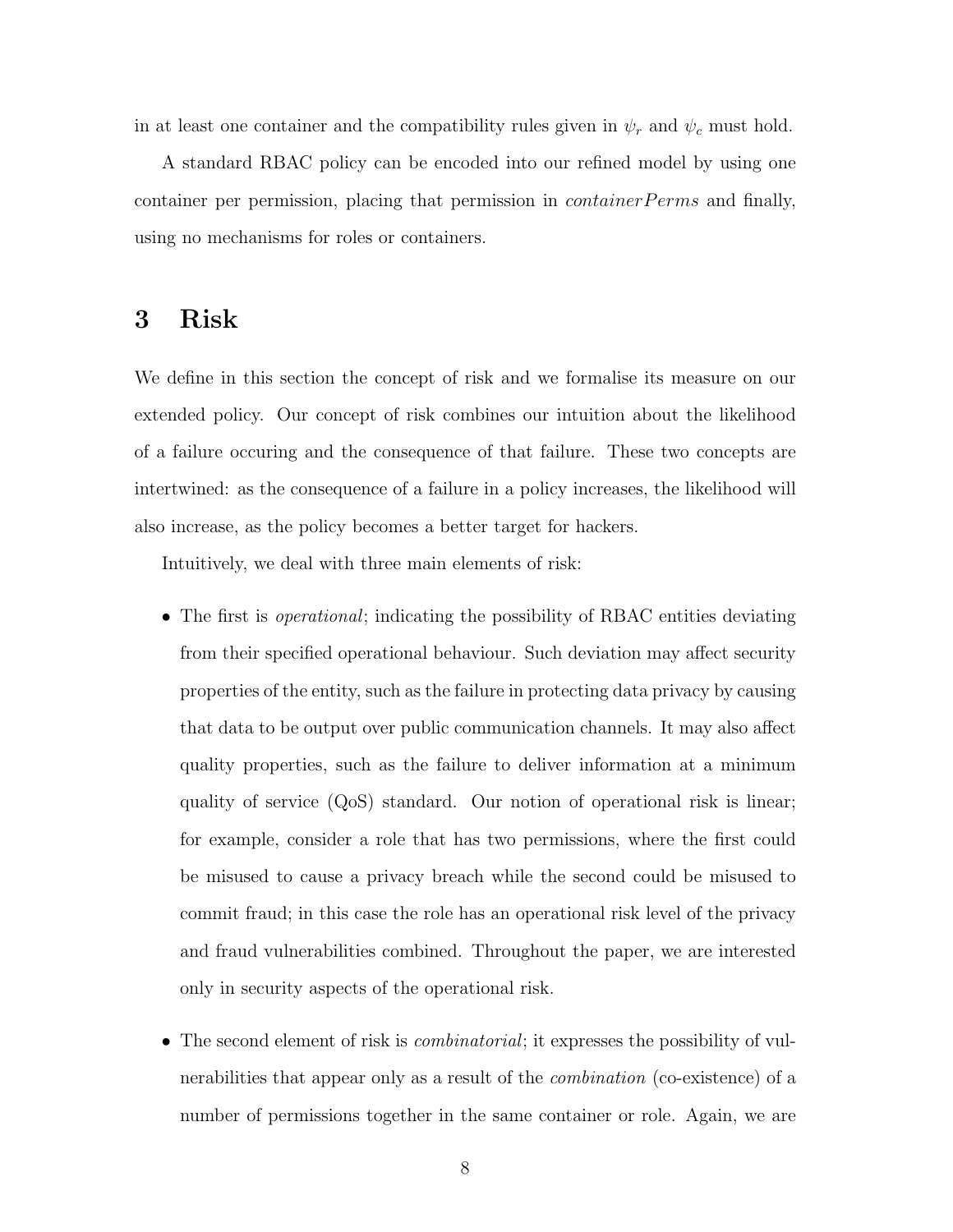in at least one container and the compatibility rules given in $\psi_r$ and $\psi_c$ must hold.

A standard RBAC policy can be encoded into our refined model by using one container per permission, placing that permission in $containerPerms$ and finally, using no mechanisms for roles or containers.

# 3 Risk

We define in this section the concept of risk and we formalise its measure on our extended policy. Our concept of risk combines our intuition about the likelihood of a failure occuring and the consequence of that failure. These two concepts are intertwined: as the consequence of a failure in a policy increases, the likelihood will also increase, as the policy becomes a better target for hackers.

Intuitively, we deal with three main elements of risk:

- The first is *operational*; indicating the possibility of RBAC entities deviating from their specified operational behaviour. Such deviation may affect security properties of the entity, such as the failure in protecting data privacy by causing that data to be output over public communication channels. It may also affect quality properties, such as the failure to deliver information at a minimum quality of service (QoS) standard. Our notion of operational risk is linear; for example, consider a role that has two permissions, where the first could be misused to cause a privacy breach while the second could be misused to commit fraud; in this case the role has an operational risk level of the privacy and fraud vulnerabilities combined. Throughout the paper, we are interested only in security aspects of the operational risk.

- The second element of risk is *combinatorial*; it expresses the possibility of vulnerabilities that appear only as a result of the *combination* (co-existence) of a number of permissions together in the same container or role. Again, we are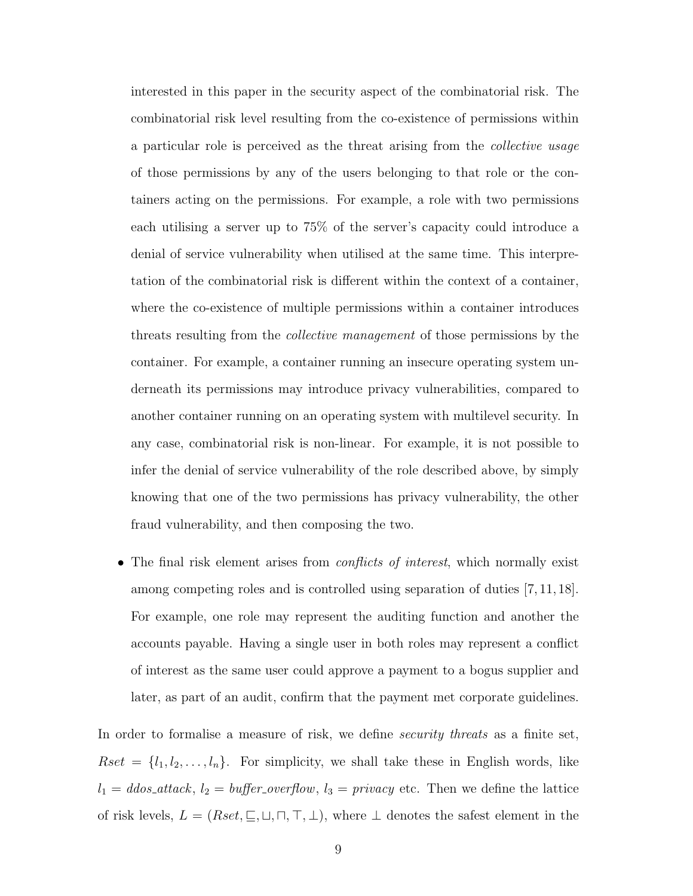interested in this paper in the security aspect of the combinatorial risk. The combinatorial risk level resulting from the co-existence of permissions within a particular role is perceived as the threat arising from the *collective usage* of those permissions by any of the users belonging to that role or the containers acting on the permissions. For example, a role with two permissions each utilising a server up to 75% of the server's capacity could introduce a denial of service vulnerability when utilised at the same time. This interpretation of the combinatorial risk is different within the context of a container, where the co-existence of multiple permissions within a container introduces threats resulting from the *collective management* of those permissions by the container. For example, a container running an insecure operating system underneath its permissions may introduce privacy vulnerabilities, compared to another container running on an operating system with multilevel security. In any case, combinatorial risk is non-linear. For example, it is not possible to infer the denial of service vulnerability of the role described above, by simply knowing that one of the two permissions has privacy vulnerability, the other fraud vulnerability, and then composing the two.

- The final risk element arises from *conflicts of interest*, which normally exist among competing roles and is controlled using separation of duties [7, 11, 18]. For example, one role may represent the auditing function and another the accounts payable. Having a single user in both roles may represent a conflict of interest as the same user could approve a payment to a bogus supplier and later, as part of an audit, confirm that the payment met corporate guidelines.

In order to formalise a measure of risk, we define *security threats* as a finite set, $Rset = \{l_1, l_2, \ldots, l_n\}$. For simplicity, we shall take these in English words, like $l_1 = ddos\_attack$, $l_2 = buffer\_overflow$, $l_3 = privacy$ etc. Then we define the lattice of risk levels, $L = (Rset, \sqsubseteq, \sqcup, \sqcap, \top, \bot)$, where $\bot$ denotes the safest element in the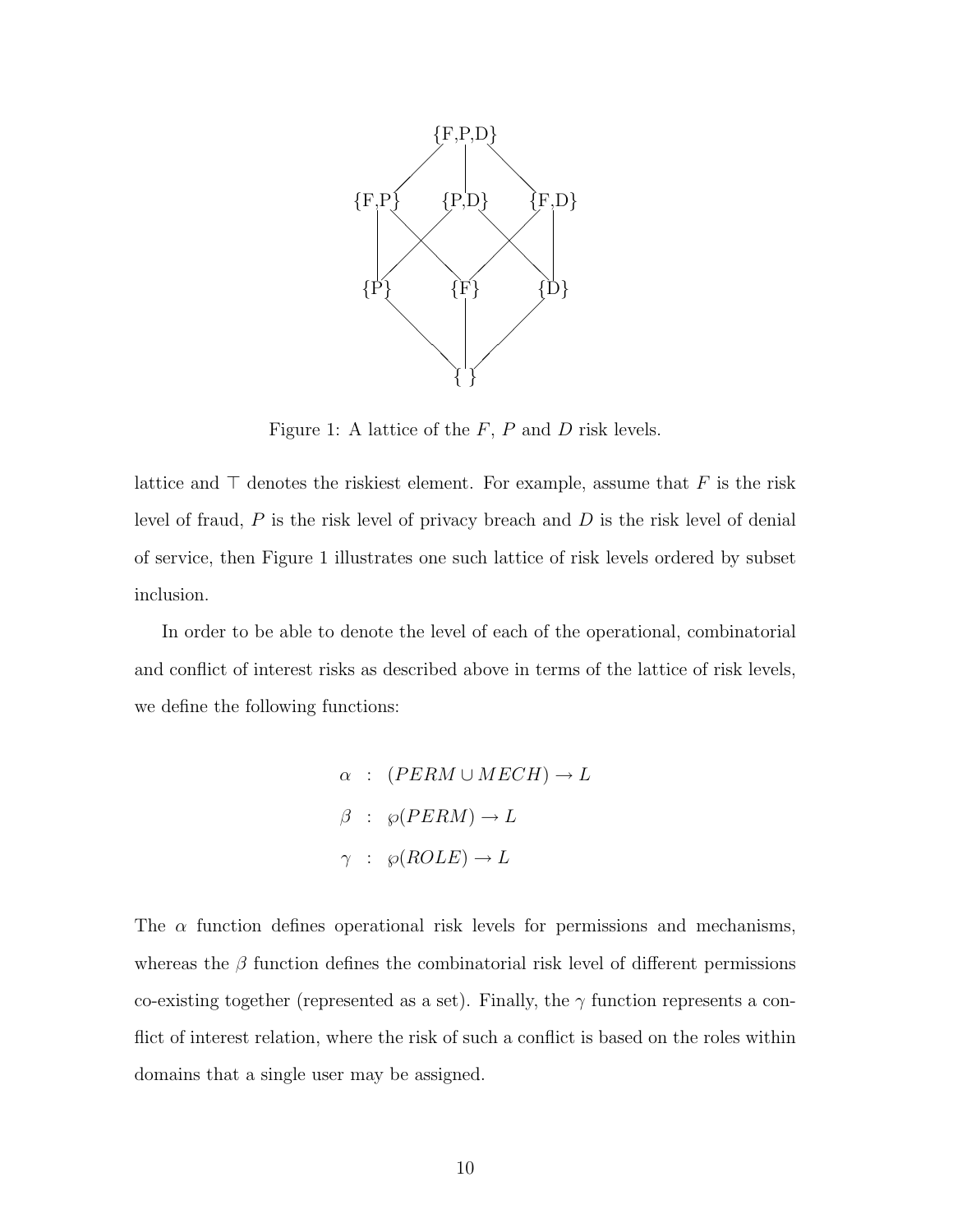{F,P,D}

{F,P}

{P,D}

{F,D}

{P}

{F}

{D}

{ }

Figure 1: A lattice of the $F$, $P$ and $D$ risk levels.

lattice and $\top$ denotes the riskiest element. For example, assume that $F$ is the risk level of fraud, $P$ is the risk level of privacy breach and $D$ is the risk level of denial of service, then Figure 1 illustrates one such lattice of risk levels ordered by subset inclusion.

In order to be able to denote the level of each of the operational, combinatorial and conflict of interest risks as described above in terms of the lattice of risk levels, we define the following functions:

$$
\begin{aligned}
\alpha &: (PERM \cup MECH) \rightarrow L \\
\beta &: \wp(PERM) \rightarrow L \\
\gamma &: \wp(ROLE) \rightarrow L
\end{aligned}
$$

The $\alpha$ function defines operational risk levels for permissions and mechanisms, whereas the $\beta$ function defines the combinatorial risk level of different permissions co-existing together (represented as a set). Finally, the $\gamma$ function represents a conflict of interest relation, where the risk of such a conflict is based on the roles within domains that a single user may be assigned.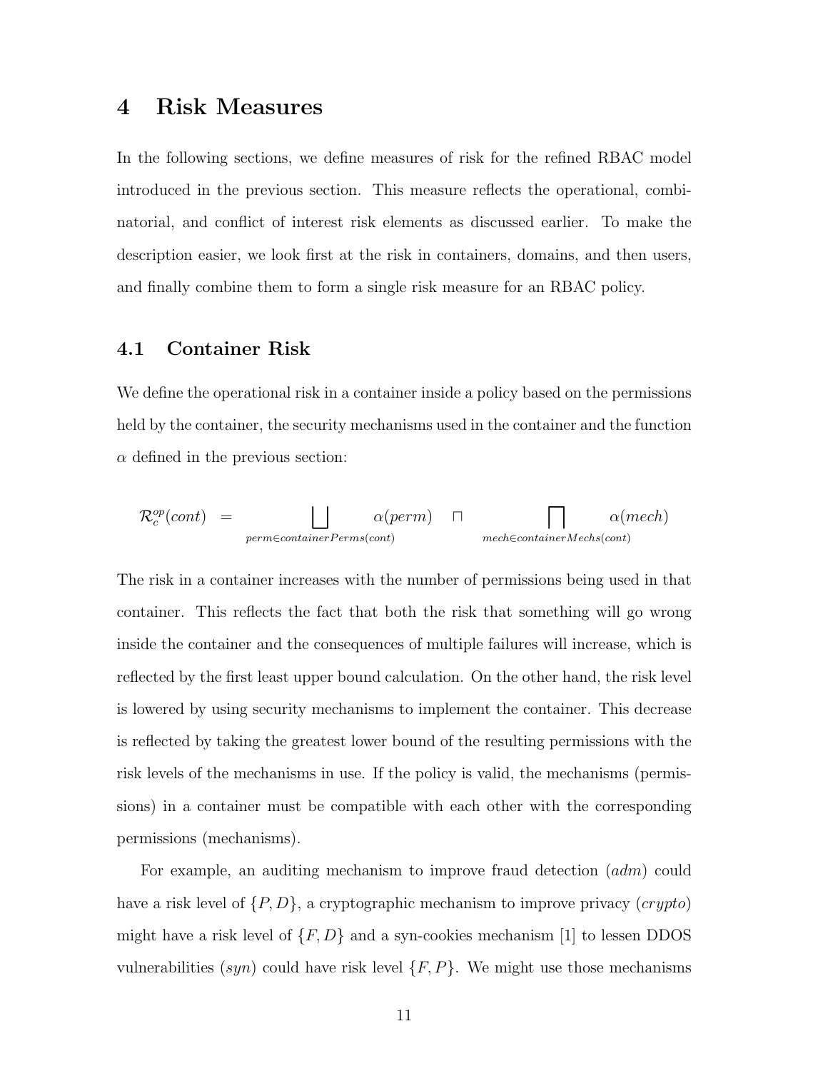# 4 Risk Measures

In the following sections, we define measures of risk for the refined RBAC model introduced in the previous section. This measure reflects the operational, combinatorial, and conflict of interest risk elements as discussed earlier. To make the description easier, we look first at the risk in containers, domains, and then users, and finally combine them to form a single risk measure for an RBAC policy.

## 4.1 Container Risk

We define the operational risk in a container inside a policy based on the permissions held by the container, the security mechanisms used in the container and the function $\alpha$ defined in the previous section:

$$\mathcal{R}_c^{op}(cont) \;=\; \bigsqcup_{perm \in containerPerms(cont)} \alpha(perm) \quad \sqcap \quad \bigsqcap_{mech \in containerMechs(cont)} \alpha(mech)$$

The risk in a container increases with the number of permissions being used in that container. This reflects the fact that both the risk that something will go wrong inside the container and the consequences of multiple failures will increase, which is reflected by the first least upper bound calculation. On the other hand, the risk level is lowered by using security mechanisms to implement the container. This decrease is reflected by taking the greatest lower bound of the resulting permissions with the risk levels of the mechanisms in use. If the policy is valid, the mechanisms (permissions) in a container must be compatible with each other with the corresponding permissions (mechanisms).

For example, an auditing mechanism to improve fraud detection (*adm*) could have a risk level of $\{P, D\}$, a cryptographic mechanism to improve privacy (*crypto*) might have a risk level of $\{F, D\}$ and a syn-cookies mechanism [1] to lessen DDOS vulnerabilities (*syn*) could have risk level $\{F, P\}$. We might use those mechanisms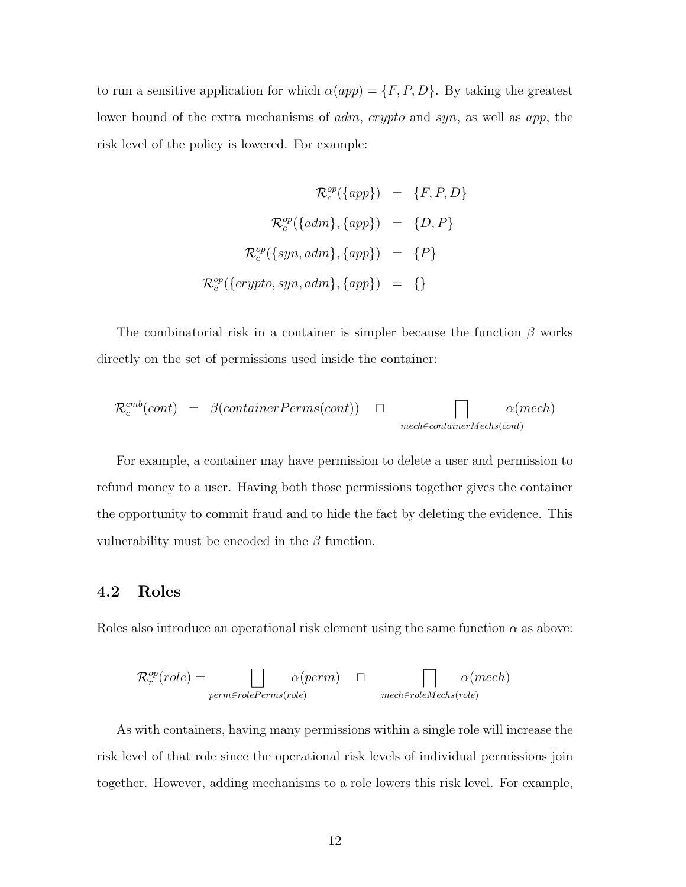to run a sensitive application for which $\alpha(app) = \{F, P, D\}$. By taking the greatest lower bound of the extra mechanisms of *adm*, *crypto* and *syn*, as well as *app*, the risk level of the policy is lowered. For example:

$$
\begin{aligned}
\mathcal{R}_c^{op}(\{app\}) &= \{F, P, D\} \\
\mathcal{R}_c^{op}(\{adm\}, \{app\}) &= \{D, P\} \\
\mathcal{R}_c^{op}(\{syn, adm\}, \{app\}) &= \{P\} \\
\mathcal{R}_c^{op}(\{crypto, syn, adm\}, \{app\}) &= \{\}
\end{aligned}
$$

The combinatorial risk in a container is simpler because the function $\beta$ works directly on the set of permissions used inside the container:

$$
\mathcal{R}_c^{cmb}(cont) \;=\; \beta(containerPerms(cont)) \quad \sqcap \quad \bigsqcap_{mech \in containerMechs(cont)} \alpha(mech)
$$

For example, a container may have permission to delete a user and permission to refund money to a user. Having both those permissions together gives the container the opportunity to commit fraud and to hide the fact by deleting the evidence. This vulnerability must be encoded in the $\beta$ function.

## 4.2 Roles

Roles also introduce an operational risk element using the same function $\alpha$ as above:

$$
\mathcal{R}_r^{op}(role) = \bigsqcup_{perm \in rolePerms(role)} \alpha(perm) \quad \sqcap \quad \bigsqcap_{mech \in roleMechs(role)} \alpha(mech)
$$

As with containers, having many permissions within a single role will increase the risk level of that role since the operational risk levels of individual permissions join together. However, adding mechanisms to a role lowers this risk level. For example,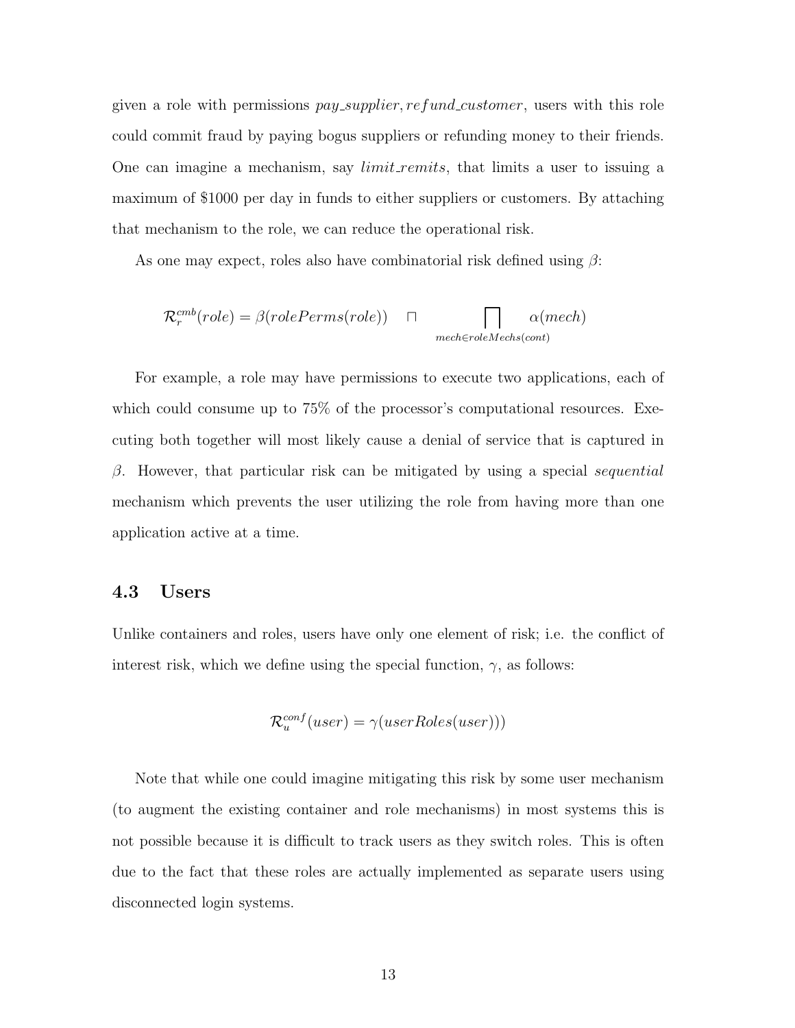given a role with permissions $pay\_supplier, refund\_customer$, users with this role could commit fraud by paying bogus suppliers or refunding money to their friends. One can imagine a mechanism, say *limit_remits*, that limits a user to issuing a maximum of $1000 per day in funds to either suppliers or customers. By attaching that mechanism to the role, we can reduce the operational risk.

As one may expect, roles also have combinatorial risk defined using $\beta$:

$$\mathcal{R}_r^{cmb}(role) = \beta(rolePerms(role)) \quad \sqcap \prod_{mech \in roleMechs(cont)} \alpha(mech)$$

For example, a role may have permissions to execute two applications, each of which could consume up to 75% of the processor's computational resources. Executing both together will most likely cause a denial of service that is captured in $\beta$. However, that particular risk can be mitigated by using a special *sequential* mechanism which prevents the user utilizing the role from having more than one application active at a time.

## 4.3 Users

Unlike containers and roles, users have only one element of risk; i.e. the conflict of interest risk, which we define using the special function, $\gamma$, as follows:

$$\mathcal{R}_u^{conf}(user) = \gamma(userRoles(user)))$$

Note that while one could imagine mitigating this risk by some user mechanism (to augment the existing container and role mechanisms) in most systems this is not possible because it is difficult to track users as they switch roles. This is often due to the fact that these roles are actually implemented as separate users using disconnected login systems.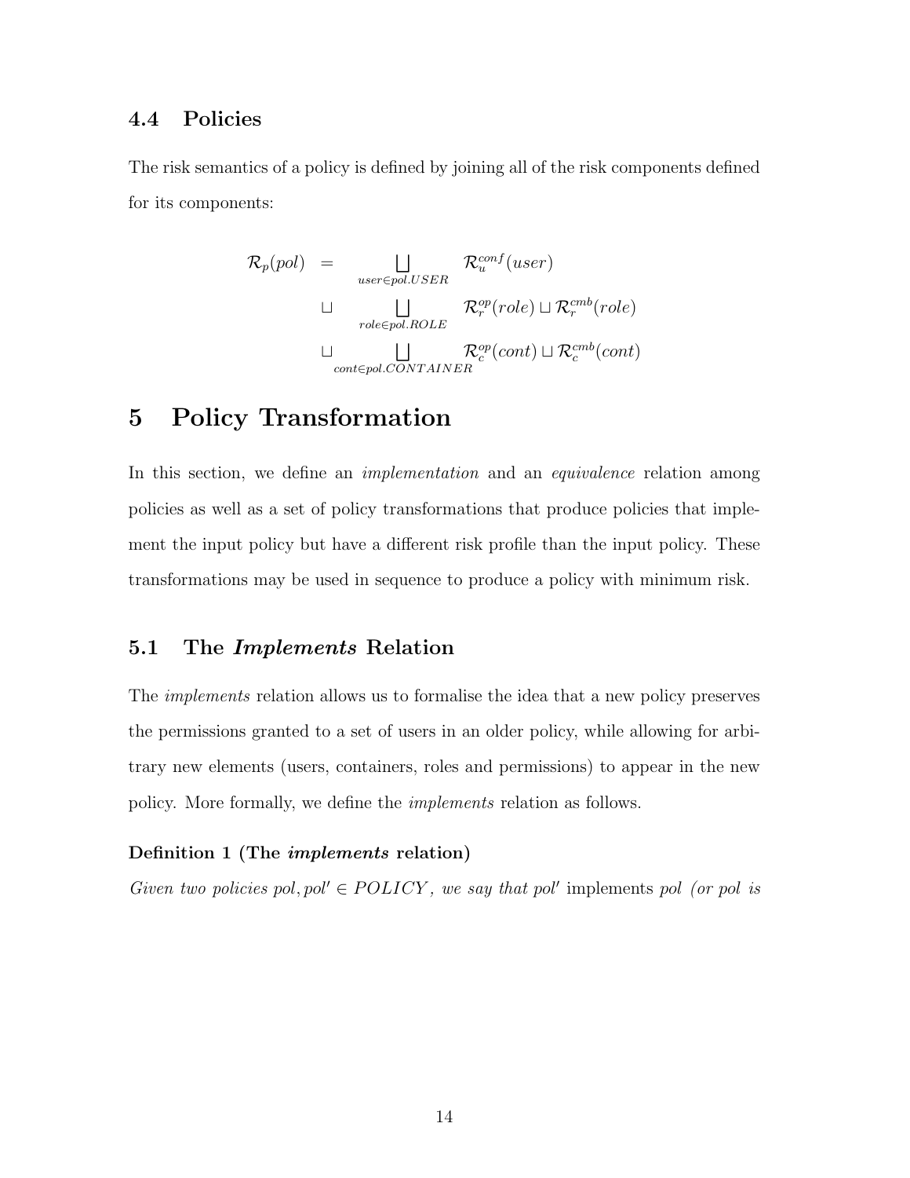### 4.4 Policies

The risk semantics of a policy is defined by joining all of the risk components defined for its components:

$$
\begin{aligned}
\mathcal{R}_p(pol) \quad = \quad & \bigsqcup_{user \in pol.USER} \mathcal{R}_u^{conf}(user) \\
\sqcup \quad & \bigsqcup_{role \in pol.ROLE} \mathcal{R}_r^{op}(role) \sqcup \mathcal{R}_r^{cmb}(role) \\
\sqcup \quad & \bigsqcup_{cont \in pol.CONTAINER} \mathcal{R}_c^{op}(cont) \sqcup \mathcal{R}_c^{cmb}(cont)
\end{aligned}
$$

# 5 Policy Transformation

In this section, we define an *implementation* and an *equivalence* relation among policies as well as a set of policy transformations that produce policies that implement the input policy but have a different risk profile than the input policy. These transformations may be used in sequence to produce a policy with minimum risk.

## 5.1 The *Implements* Relation

The *implements* relation allows us to formalise the idea that a new policy preserves the permissions granted to a set of users in an older policy, while allowing for arbitrary new elements (users, containers, roles and permissions) to appear in the new policy. More formally, we define the *implements* relation as follows.

**Definition 1 (The *implements* relation)**

*Given two policies $pol, pol' \in POLICY$, we say that $pol'$* implements *$pol$ (or $pol$ is*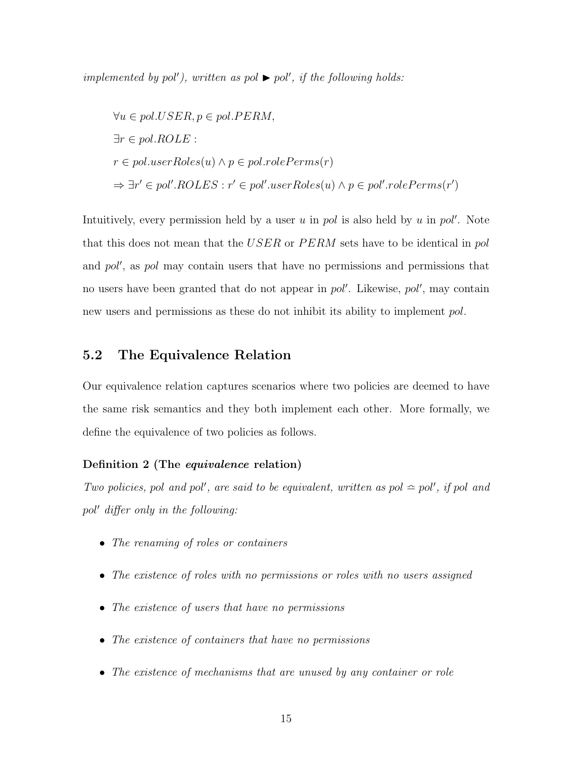*implemented by pol′), written as pol ► pol′, if the following holds:*

$$\forall u \in pol.USER, p \in pol.PERM,$$
$$\exists r \in pol.ROLE :$$
$$r \in pol.userRoles(u) \wedge p \in pol.rolePerms(r)$$
$$\Rightarrow \exists r' \in pol'.ROLES : r' \in pol'.userRoles(u) \wedge p \in pol'.rolePerms(r')$$

Intuitively, every permission held by a user $u$ in *pol* is also held by $u$ in *pol′*. Note that this does not mean that the $USER$ or $PERM$ sets have to be identical in *pol* and *pol′*, as *pol* may contain users that have no permissions and permissions that no users have been granted that do not appear in *pol′*. Likewise, *pol′*, may contain new users and permissions as these do not inhibit its ability to implement *pol*.

## 5.2 The Equivalence Relation

Our equivalence relation captures scenarios where two policies are deemed to have the same risk semantics and they both implement each other. More formally, we define the equivalence of two policies as follows.

**Definition 2 (The *equivalence* relation)**
*Two policies, pol and pol′, are said to be equivalent, written as pol $\doteq$ pol′, if pol and pol′ differ only in the following:*

- *The renaming of roles or containers*
- *The existence of roles with no permissions or roles with no users assigned*
- *The existence of users that have no permissions*
- *The existence of containers that have no permissions*
- *The existence of mechanisms that are unused by any container or role*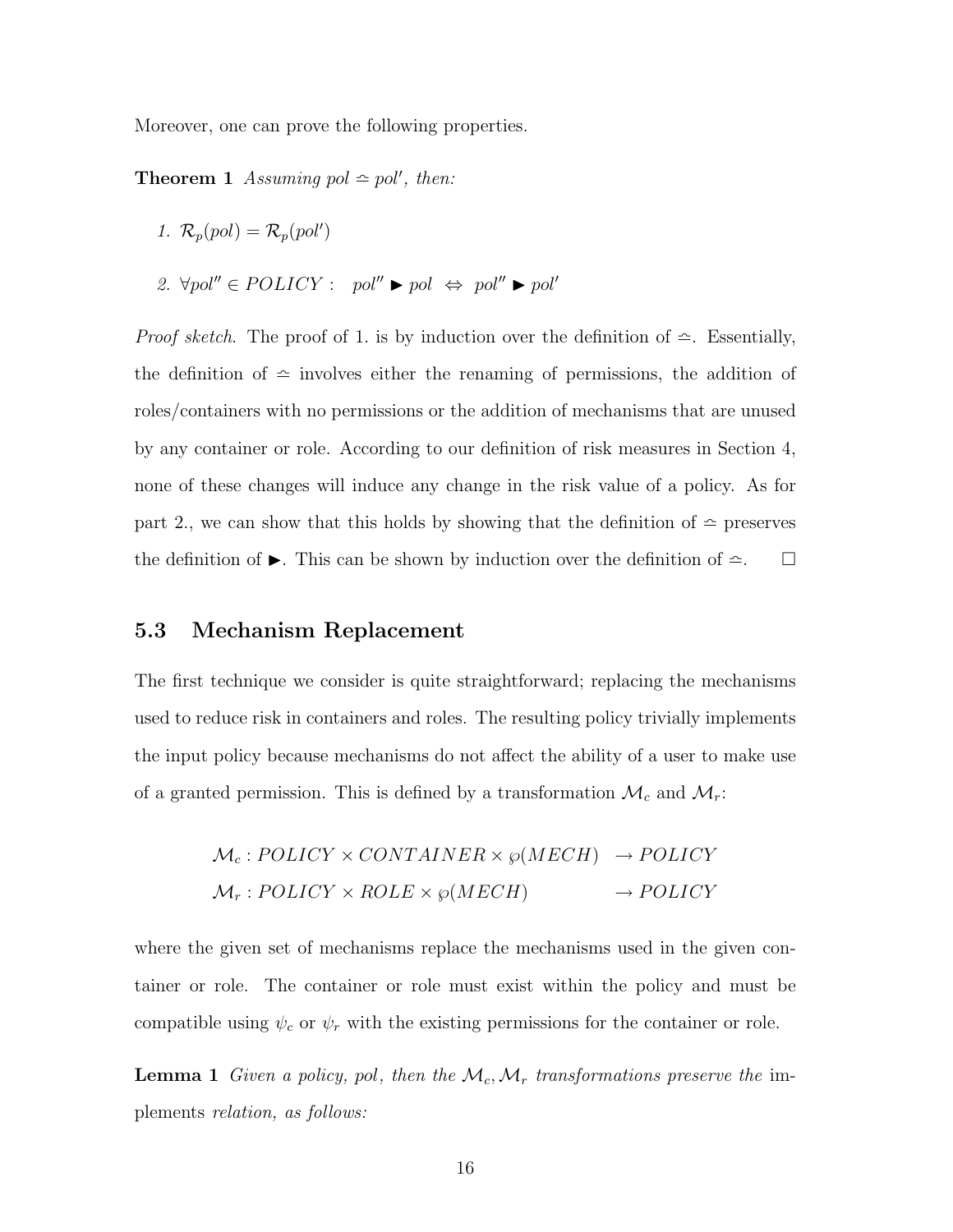Moreover, one can prove the following properties.

**Theorem 1** *Assuming $pol \doteq pol'$, then:*

1. $\mathcal{R}_p(pol) = \mathcal{R}_p(pol')$
2. $\forall pol'' \in POLICY: \quad pol'' \blacktriangleright pol \;\Leftrightarrow\; pol'' \blacktriangleright pol'$

*Proof sketch.* The proof of 1. is by induction over the definition of $\doteq$. Essentially, the definition of $\doteq$ involves either the renaming of permissions, the addition of roles/containers with no permissions or the addition of mechanisms that are unused by any container or role. According to our definition of risk measures in Section 4, none of these changes will induce any change in the risk value of a policy. As for part 2., we can show that this holds by showing that the definition of $\doteq$ preserves the definition of $\blacktriangleright$. This can be shown by induction over the definition of $\doteq$. $\square$

### 5.3 Mechanism Replacement

The first technique we consider is quite straightforward; replacing the mechanisms used to reduce risk in containers and roles. The resulting policy trivially implements the input policy because mechanisms do not affect the ability of a user to make use of a granted permission. This is defined by a transformation $\mathcal{M}_c$ and $\mathcal{M}_r$:

$$
\begin{aligned}
\mathcal{M}_c &: POLICY \times CONTAINER \times \wp(MECH) &\rightarrow POLICY \\
\mathcal{M}_r &: POLICY \times ROLE \times \wp(MECH) &\rightarrow POLICY
\end{aligned}
$$

where the given set of mechanisms replace the mechanisms used in the given container or role. The container or role must exist within the policy and must be compatible using $\psi_c$ or $\psi_r$ with the existing permissions for the container or role.

**Lemma 1** *Given a policy, pol, then the $\mathcal{M}_c, \mathcal{M}_r$ transformations preserve the* implements *relation, as follows:*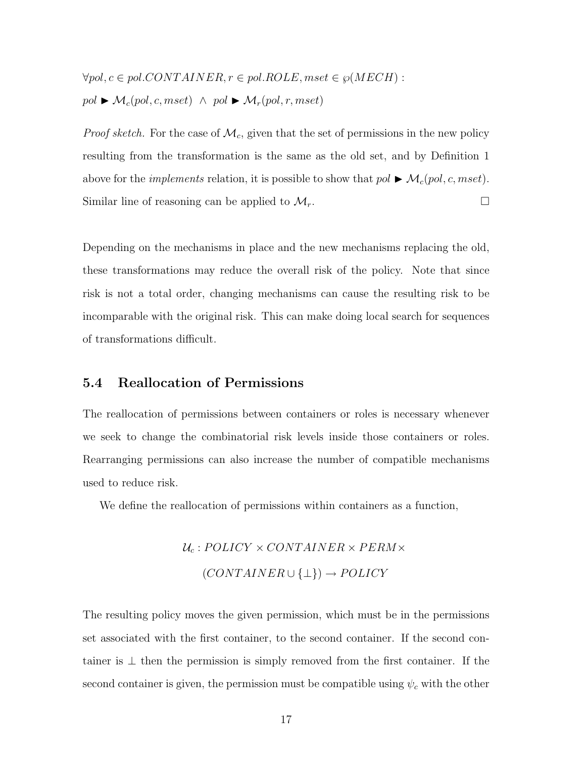$$\forall pol, c \in pol.CONTAINER, r \in pol.ROLE, mset \in \wp(MECH):$$
$$pol \blacktriangleright \mathcal{M}_c(pol, c, mset) \;\wedge\; pol \blacktriangleright \mathcal{M}_r(pol, r, mset)$$

*Proof sketch.* For the case of $\mathcal{M}_c$, given that the set of permissions in the new policy resulting from the transformation is the same as the old set, and by Definition 1 above for the *implements* relation, it is possible to show that $pol \blacktriangleright \mathcal{M}_c(pol, c, mset)$. Similar line of reasoning can be applied to $\mathcal{M}_r$. □

Depending on the mechanisms in place and the new mechanisms replacing the old, these transformations may reduce the overall risk of the policy. Note that since risk is not a total order, changing mechanisms can cause the resulting risk to be incomparable with the original risk. This can make doing local search for sequences of transformations difficult.

## 5.4 Reallocation of Permissions

The reallocation of permissions between containers or roles is necessary whenever we seek to change the combinatorial risk levels inside those containers or roles. Rearranging permissions can also increase the number of compatible mechanisms used to reduce risk.

We define the reallocation of permissions within containers as a function,

$$\mathcal{U}_c : POLICY \times CONTAINER \times PERM \times$$
$$(CONTAINER \cup \{\bot\}) \rightarrow POLICY$$

The resulting policy moves the given permission, which must be in the permissions set associated with the first container, to the second container. If the second container is $\bot$ then the permission is simply removed from the first container. If the second container is given, the permission must be compatible using $\psi_c$ with the other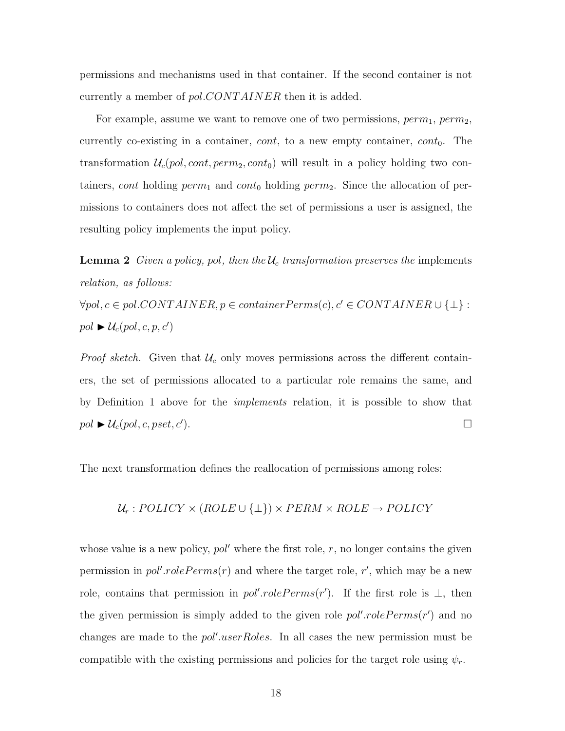permissions and mechanisms used in that container. If the second container is not currently a member of $pol.CONTAINER$ then it is added.

For example, assume we want to remove one of two permissions, $perm_1$, $perm_2$, currently co-existing in a container, $cont$, to a new empty container, $cont_0$. The transformation $\mathcal{U}_c(pol, cont, perm_2, cont_0)$ will result in a policy holding two containers, $cont$ holding $perm_1$ and $cont_0$ holding $perm_2$. Since the allocation of permissions to containers does not affect the set of permissions a user is assigned, the resulting policy implements the input policy.

**Lemma 2** *Given a policy, pol, then the* $\mathcal{U}_c$ *transformation preserves the* implements *relation, as follows:*

$\forall pol, c \in pol.CONTAINER, p \in containerPerms(c), c' \in CONTAINER \cup \{\bot\}:$
$pol \blacktriangleright \mathcal{U}_c(pol, c, p, c')$

*Proof sketch.* Given that $\mathcal{U}_c$ only moves permissions across the different containers, the set of permissions allocated to a particular role remains the same, and by Definition 1 above for the *implements* relation, it is possible to show that $pol \blacktriangleright \mathcal{U}_c(pol, c, pset, c')$. □

The next transformation defines the reallocation of permissions among roles:

$$\mathcal{U}_r : POLICY \times (ROLE \cup \{\bot\}) \times PERM \times ROLE \rightarrow POLICY$$

whose value is a new policy, $pol'$ where the first role, $r$, no longer contains the given permission in $pol'.rolePerms(r)$ and where the target role, $r'$, which may be a new role, contains that permission in $pol'.rolePerms(r')$. If the first role is $\bot$, then the given permission is simply added to the given role $pol'.rolePerms(r')$ and no changes are made to the $pol'.userRoles$. In all cases the new permission must be compatible with the existing permissions and policies for the target role using $\psi_r$.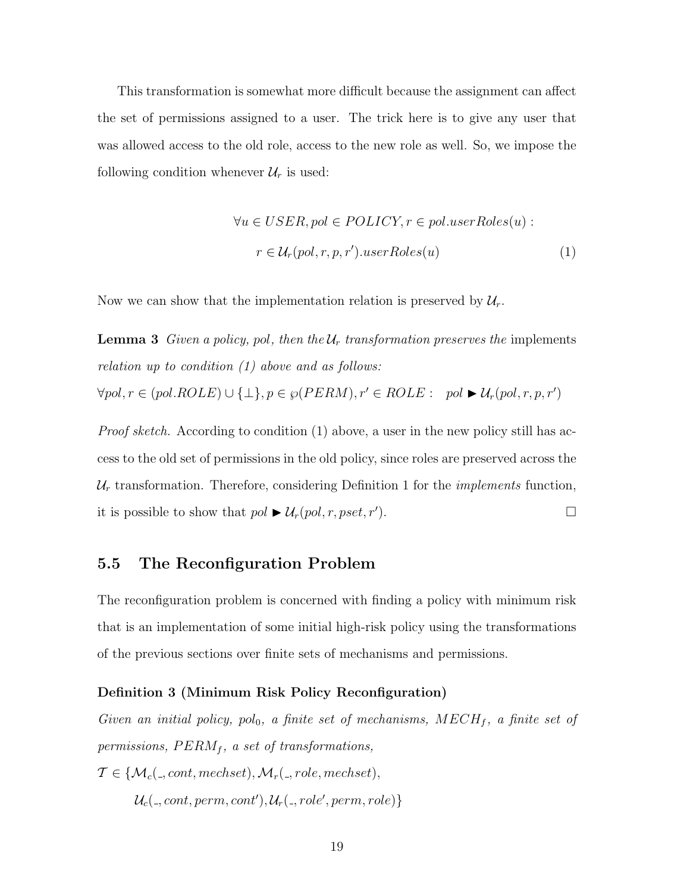This transformation is somewhat more difficult because the assignment can affect the set of permissions assigned to a user. The trick here is to give any user that was allowed access to the old role, access to the new role as well. So, we impose the following condition whenever $\mathcal{U}_r$ is used:

$$\forall u \in USER, pol \in POLICY, r \in pol.userRoles(u) :$$
$$r \in \mathcal{U}_r(pol, r, p, r').userRoles(u) \tag{1}$$

Now we can show that the implementation relation is preserved by $\mathcal{U}_r$.

**Lemma 3** *Given a policy, pol, then the $\mathcal{U}_r$ transformation preserves the* implements *relation up to condition (1) above and as follows:*
$\forall pol, r \in (pol.ROLE) \cup \{\perp\}, p \in \wp(PERM), r' \in ROLE : \quad pol \blacktriangleright \mathcal{U}_r(pol, r, p, r')$

*Proof sketch.* According to condition (1) above, a user in the new policy still has access to the old set of permissions in the old policy, since roles are preserved across the $\mathcal{U}_r$ transformation. Therefore, considering Definition 1 for the *implements* function, it is possible to show that $pol \blacktriangleright \mathcal{U}_r(pol, r, pset, r')$. □

## 5.5 The Reconfiguration Problem

The reconfiguration problem is concerned with finding a policy with minimum risk that is an implementation of some initial high-risk policy using the transformations of the previous sections over finite sets of mechanisms and permissions.

**Definition 3 (Minimum Risk Policy Reconfiguration)**
*Given an initial policy, $pol_0$, a finite set of mechanisms, $MECH_f$, a finite set of permissions, $PERM_f$, a set of transformations,*
$\mathcal{T} \in \{\mathcal{M}_c(\_, cont, mechset), \mathcal{M}_r(\_, role, mechset),$
$\quad \mathcal{U}_c(\_, cont, perm, cont'), \mathcal{U}_r(\_, role', perm, role)\}$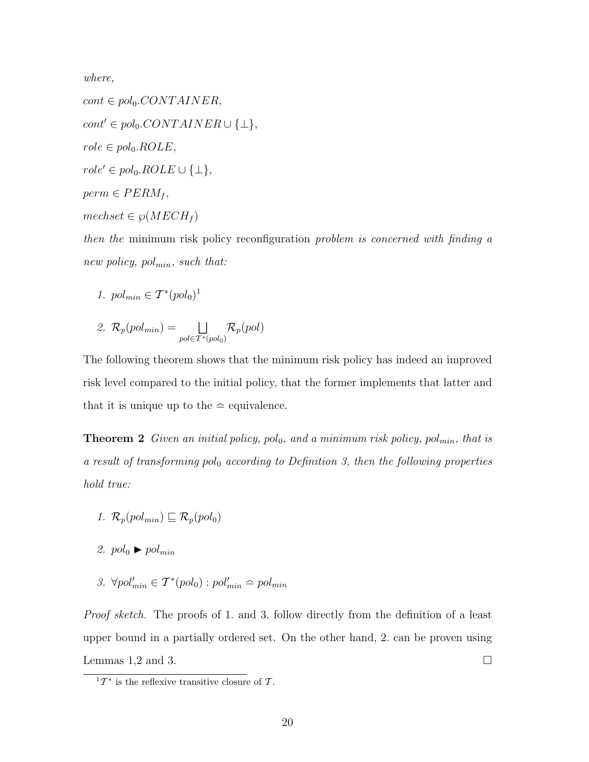*where,*

$cont \in pol_0.CONTAINER$,

$cont' \in pol_0.CONTAINER \cup \{\bot\}$,

$role \in pol_0.ROLE$,

$role' \in pol_0.ROLE \cup \{\bot\}$,

$perm \in PERM_f$,

$mechset \in \wp(MECH_f)$

*then the* minimum risk policy reconfiguration *problem is concerned with finding a new policy,* $pol_{min}$*, such that:*

1. $pol_{min} \in \mathcal{T}^*(pol_0)$[1]

2. $\mathcal{R}_p(pol_{min}) = \bigsqcup_{pol \in \mathcal{T}^*(pol_0)} \mathcal{R}_p(pol)$

The following theorem shows that the minimum risk policy has indeed an improved risk level compared to the initial policy, that the former implements that latter and that it is unique up to the $\doteq$ equivalence.

**Theorem 2** *Given an initial policy,* $pol_0$*, and a minimum risk policy,* $pol_{min}$*, that is a result of transforming* $pol_0$ *according to Definition 3, then the following properties hold true:*

1. $\mathcal{R}_p(pol_{min}) \sqsubseteq \mathcal{R}_p(pol_0)$

2. $pol_0 \blacktriangleright pol_{min}$

3. $\forall pol'_{min} \in \mathcal{T}^*(pol_0) : pol'_{min} \doteq pol_{min}$

*Proof sketch.* The proofs of 1. and 3. follow directly from the definition of a least upper bound in a partially ordered set. On the other hand, 2. can be proven using Lemmas 1,2 and 3. □

[1] $\mathcal{T}^*$ is the reflexive transitive closure of $\mathcal{T}$.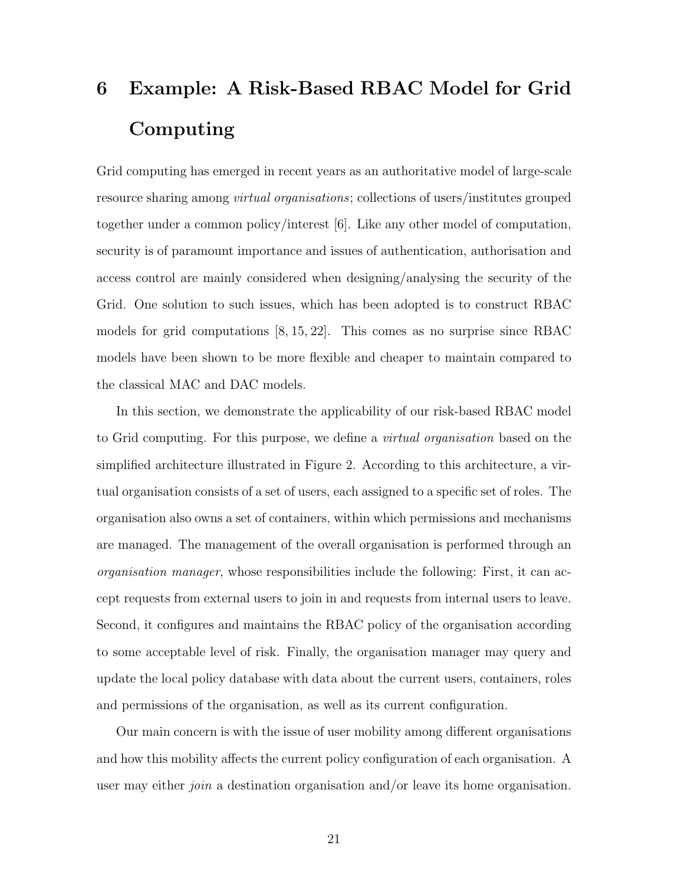# 6 Example: A Risk-Based RBAC Model for Grid Computing

Grid computing has emerged in recent years as an authoritative model of large-scale resource sharing among *virtual organisations*; collections of users/institutes grouped together under a common policy/interest [6]. Like any other model of computation, security is of paramount importance and issues of authentication, authorisation and access control are mainly considered when designing/analysing the security of the Grid. One solution to such issues, which has been adopted is to construct RBAC models for grid computations [8, 15, 22]. This comes as no surprise since RBAC models have been shown to be more flexible and cheaper to maintain compared to the classical MAC and DAC models.

In this section, we demonstrate the applicability of our risk-based RBAC model to Grid computing. For this purpose, we define a *virtual organisation* based on the simplified architecture illustrated in Figure 2. According to this architecture, a virtual organisation consists of a set of users, each assigned to a specific set of roles. The organisation also owns a set of containers, within which permissions and mechanisms are managed. The management of the overall organisation is performed through an *organisation manager*, whose responsibilities include the following: First, it can accept requests from external users to join in and requests from internal users to leave. Second, it configures and maintains the RBAC policy of the organisation according to some acceptable level of risk. Finally, the organisation manager may query and update the local policy database with data about the current users, containers, roles and permissions of the organisation, as well as its current configuration.

Our main concern is with the issue of user mobility among different organisations and how this mobility affects the current policy configuration of each organisation. A user may either *join* a destination organisation and/or leave its home organisation.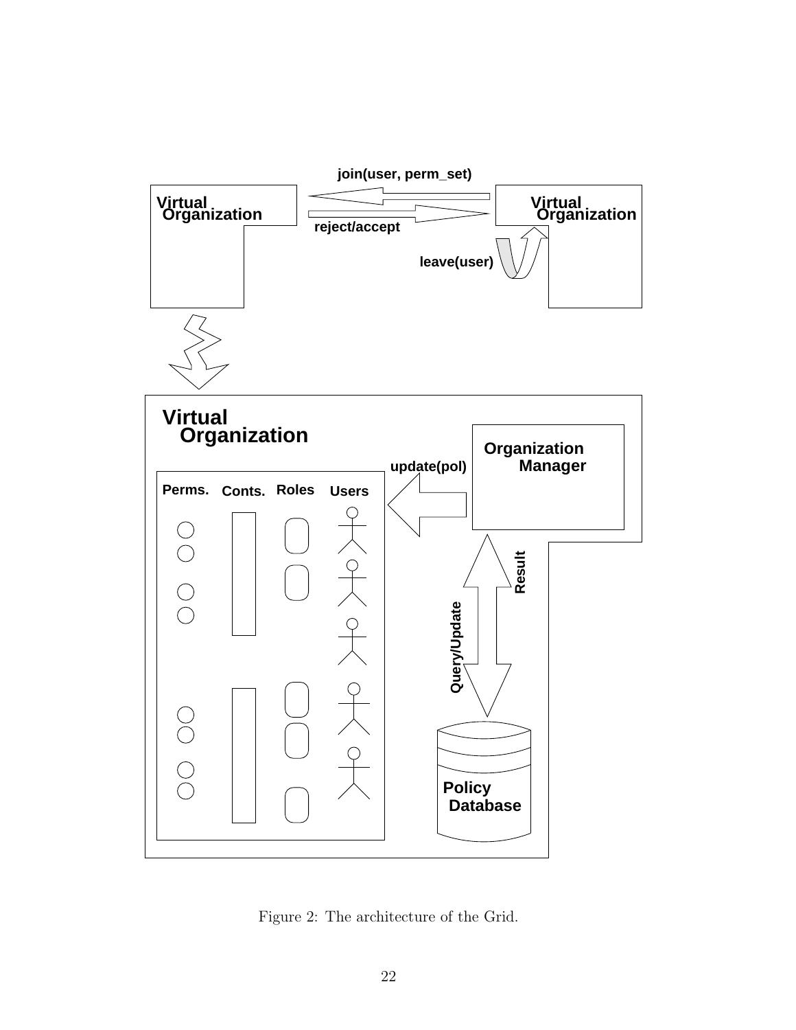join(user, perm_set)

Virtual Organization

Virtual Organization

reject/accept

leave(user)

Virtual Organization

Organization Manager

update(pol)

Perms. Conts. Roles Users

Result

Query/Update

Policy Database

Figure 2: The architecture of the Grid.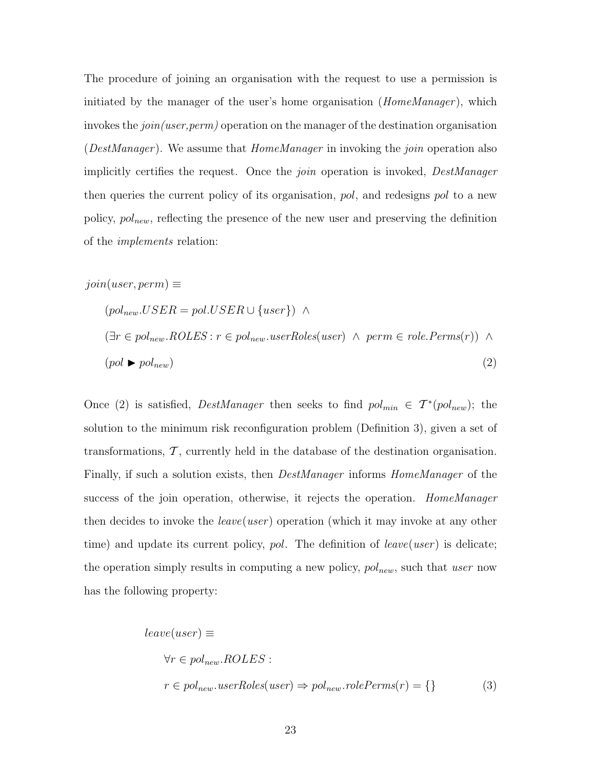The procedure of joining an organisation with the request to use a permission is initiated by the manager of the user's home organisation (*HomeManager*), which invokes the *join(user,perm)* operation on the manager of the destination organisation (*DestManager*). We assume that *HomeManager* in invoking the *join* operation also implicitly certifies the request. Once the *join* operation is invoked, *DestManager* then queries the current policy of its organisation, *pol*, and redesigns *pol* to a new policy, $pol_{new}$, reflecting the presence of the new user and preserving the definition of the *implements* relation:

$$
\begin{aligned}
& join(user, perm) \equiv \\
& \quad (pol_{new}.USER = pol.USER \cup \{user\}) \ \wedge \\
& \quad (\exists r \in pol_{new}.ROLES : r \in pol_{new}.userRoles(user) \ \wedge \ perm \in role.Perms(r)) \ \wedge \\
& \quad (pol \blacktriangleright pol_{new})
\end{aligned} \tag{2}
$$

Once (2) is satisfied, *DestManager* then seeks to find $pol_{min} \in \mathcal{T}^*(pol_{new})$; the solution to the minimum risk reconfiguration problem (Definition 3), given a set of transformations, $\mathcal{T}$, currently held in the database of the destination organisation. Finally, if such a solution exists, then *DestManager* informs *HomeManager* of the success of the join operation, otherwise, it rejects the operation. *HomeManager* then decides to invoke the *leave*(*user*) operation (which it may invoke at any other time) and update its current policy, *pol*. The definition of *leave*(*user*) is delicate; the operation simply results in computing a new policy, $pol_{new}$, such that *user* now has the following property:

$$
\begin{aligned}
& leave(user) \equiv \\
& \quad \forall r \in pol_{new}.ROLES : \\
& \quad r \in pol_{new}.userRoles(user) \Rightarrow pol_{new}.rolePerms(r) = \{\}
\end{aligned} \tag{3}
$$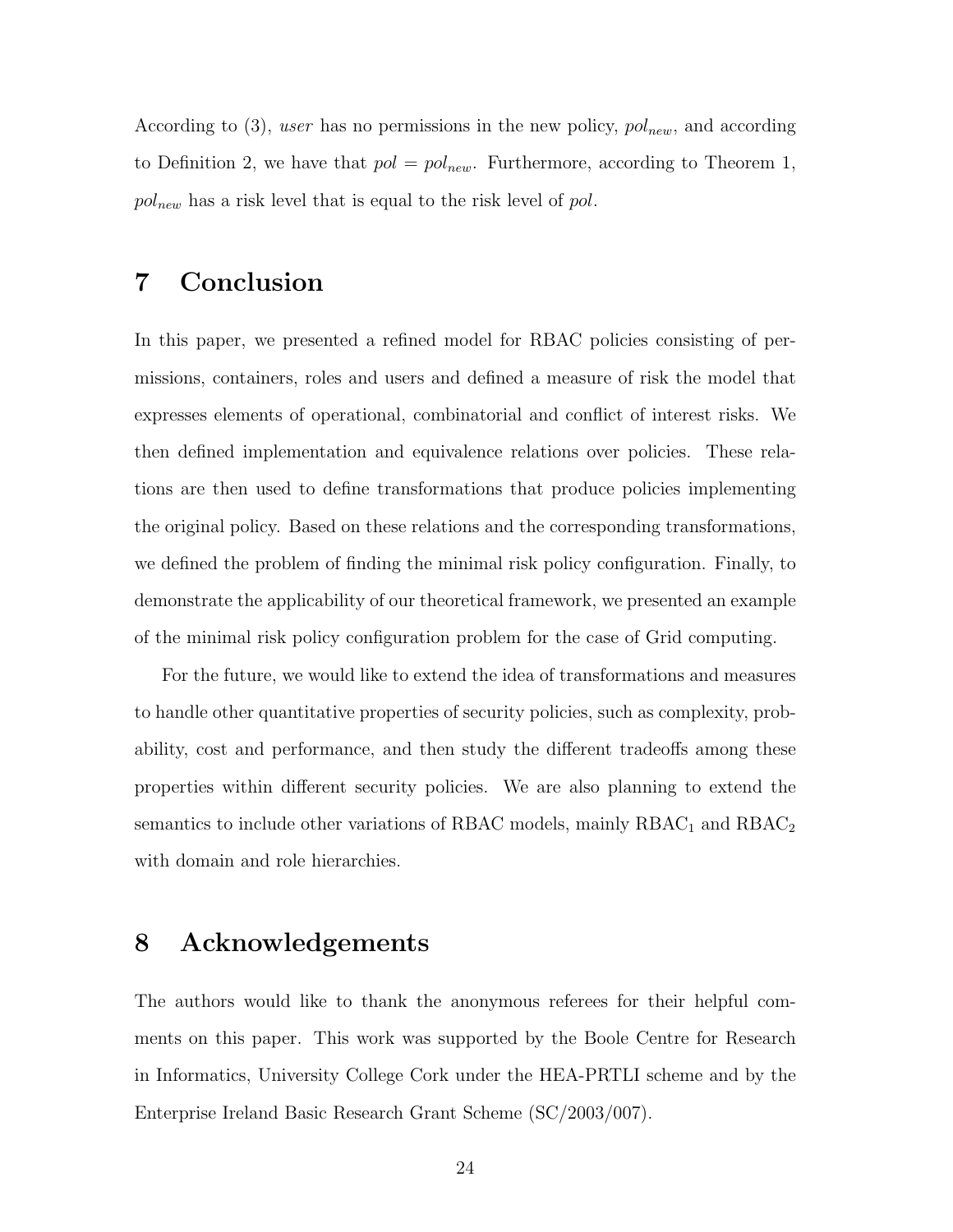According to (3), *user* has no permissions in the new policy, $pol_{new}$, and according to Definition 2, we have that $pol = pol_{new}$. Furthermore, according to Theorem 1, $pol_{new}$ has a risk level that is equal to the risk level of $pol$.

# 7 Conclusion

In this paper, we presented a refined model for RBAC policies consisting of permissions, containers, roles and users and defined a measure of risk the model that expresses elements of operational, combinatorial and conflict of interest risks. We then defined implementation and equivalence relations over policies. These relations are then used to define transformations that produce policies implementing the original policy. Based on these relations and the corresponding transformations, we defined the problem of finding the minimal risk policy configuration. Finally, to demonstrate the applicability of our theoretical framework, we presented an example of the minimal risk policy configuration problem for the case of Grid computing.

For the future, we would like to extend the idea of transformations and measures to handle other quantitative properties of security policies, such as complexity, probability, cost and performance, and then study the different tradeoffs among these properties within different security policies. We are also planning to extend the semantics to include other variations of RBAC models, mainly $\text{RBAC}_1$ and $\text{RBAC}_2$ with domain and role hierarchies.

# 8 Acknowledgements

The authors would like to thank the anonymous referees for their helpful comments on this paper. This work was supported by the Boole Centre for Research in Informatics, University College Cork under the HEA-PRTLI scheme and by the Enterprise Ireland Basic Research Grant Scheme (SC/2003/007).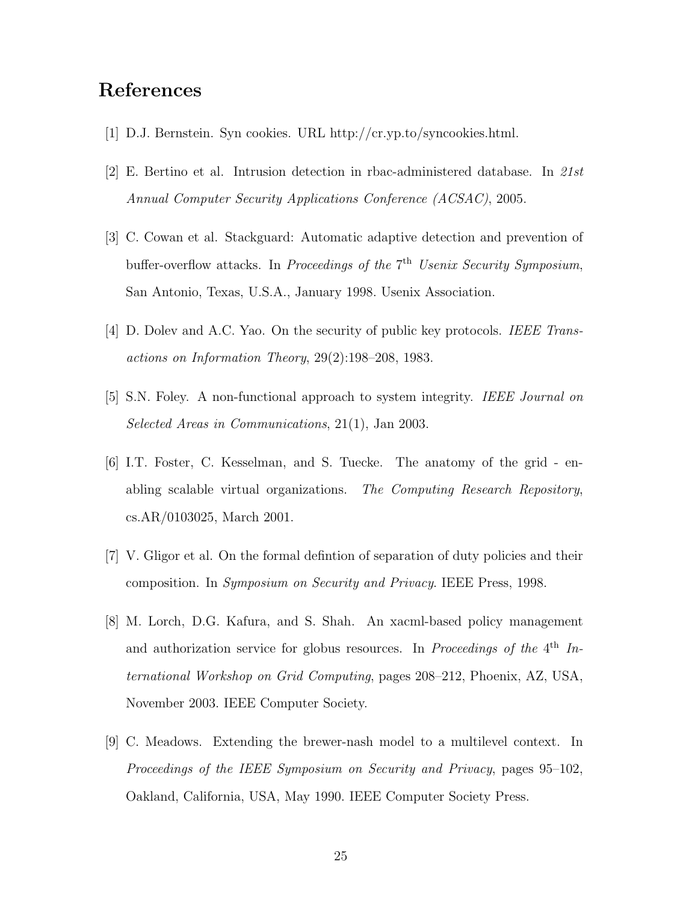## References

[1] D.J. Bernstein. Syn cookies. URL http://cr.yp.to/syncookies.html.

[2] E. Bertino et al. Intrusion detection in rbac-administered database. In *21st Annual Computer Security Applications Conference (ACSAC)*, 2005.

[3] C. Cowan et al. Stackguard: Automatic adaptive detection and prevention of buffer-overflow attacks. In *Proceedings of the* $7^{\text{th}}$ *Usenix Security Symposium*, San Antonio, Texas, U.S.A., January 1998. Usenix Association.

[4] D. Dolev and A.C. Yao. On the security of public key protocols. *IEEE Transactions on Information Theory*, 29(2):198–208, 1983.

[5] S.N. Foley. A non-functional approach to system integrity. *IEEE Journal on Selected Areas in Communications*, 21(1), Jan 2003.

[6] I.T. Foster, C. Kesselman, and S. Tuecke. The anatomy of the grid - enabling scalable virtual organizations. *The Computing Research Repository*, cs.AR/0103025, March 2001.

[7] V. Gligor et al. On the formal defintion of separation of duty policies and their composition. In *Symposium on Security and Privacy*. IEEE Press, 1998.

[8] M. Lorch, D.G. Kafura, and S. Shah. An xacml-based policy management and authorization service for globus resources. In *Proceedings of the* $4^{\text{th}}$ *International Workshop on Grid Computing*, pages 208–212, Phoenix, AZ, USA, November 2003. IEEE Computer Society.

[9] C. Meadows. Extending the brewer-nash model to a multilevel context. In *Proceedings of the IEEE Symposium on Security and Privacy*, pages 95–102, Oakland, California, USA, May 1990. IEEE Computer Society Press.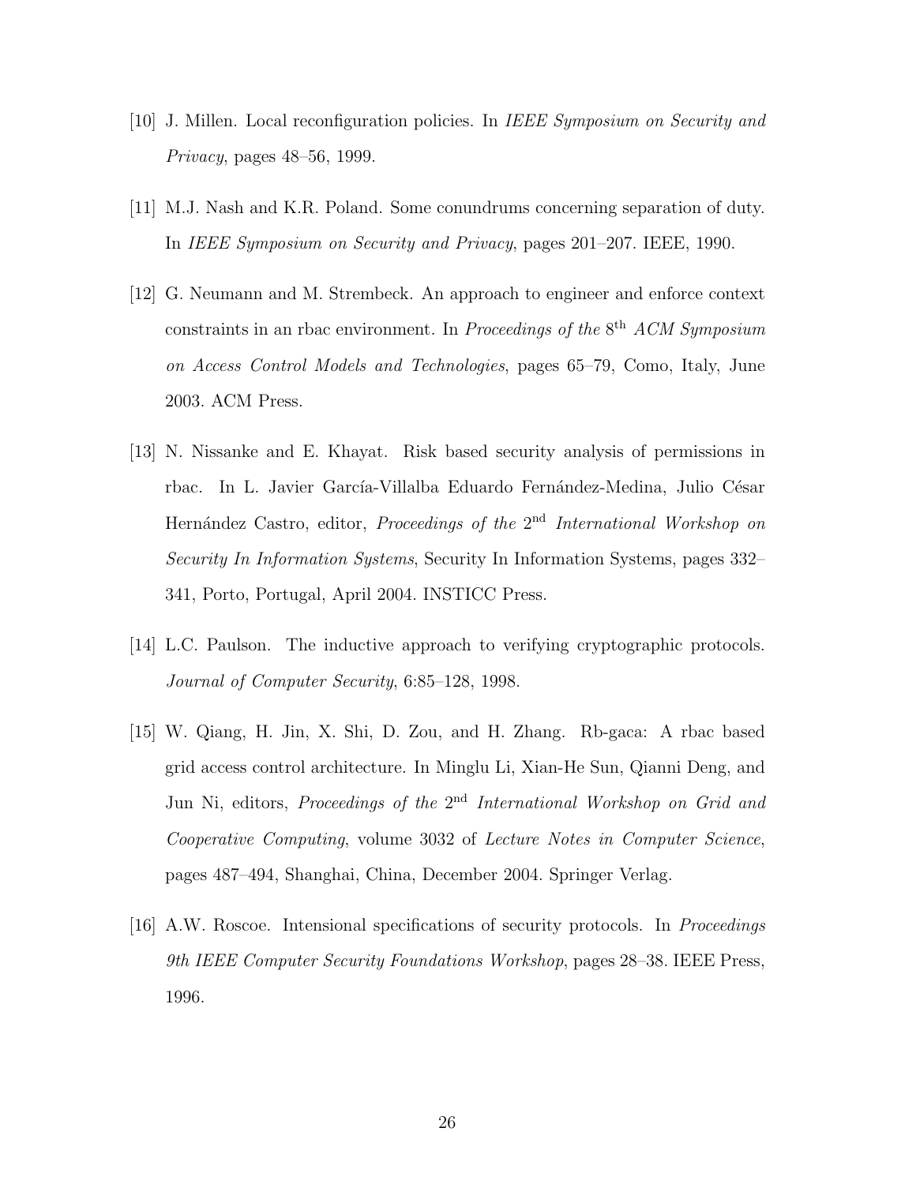[10] J. Millen. Local reconfiguration policies. In *IEEE Symposium on Security and Privacy*, pages 48–56, 1999.

[11] M.J. Nash and K.R. Poland. Some conundrums concerning separation of duty. In *IEEE Symposium on Security and Privacy*, pages 201–207. IEEE, 1990.

[12] G. Neumann and M. Strembeck. An approach to engineer and enforce context constraints in an rbac environment. In *Proceedings of the* 8th *ACM Symposium on Access Control Models and Technologies*, pages 65–79, Como, Italy, June 2003. ACM Press.

[13] N. Nissanke and E. Khayat. Risk based security analysis of permissions in rbac. In L. Javier García-Villalba Eduardo Fernández-Medina, Julio César Hernández Castro, editor, *Proceedings of the* 2nd *International Workshop on Security In Information Systems*, Security In Information Systems, pages 332–341, Porto, Portugal, April 2004. INSTICC Press.

[14] L.C. Paulson. The inductive approach to verifying cryptographic protocols. *Journal of Computer Security*, 6:85–128, 1998.

[15] W. Qiang, H. Jin, X. Shi, D. Zou, and H. Zhang. Rb-gaca: A rbac based grid access control architecture. In Minglu Li, Xian-He Sun, Qianni Deng, and Jun Ni, editors, *Proceedings of the* 2nd *International Workshop on Grid and Cooperative Computing*, volume 3032 of *Lecture Notes in Computer Science*, pages 487–494, Shanghai, China, December 2004. Springer Verlag.

[16] A.W. Roscoe. Intensional specifications of security protocols. In *Proceedings 9th IEEE Computer Security Foundations Workshop*, pages 28–38. IEEE Press, 1996.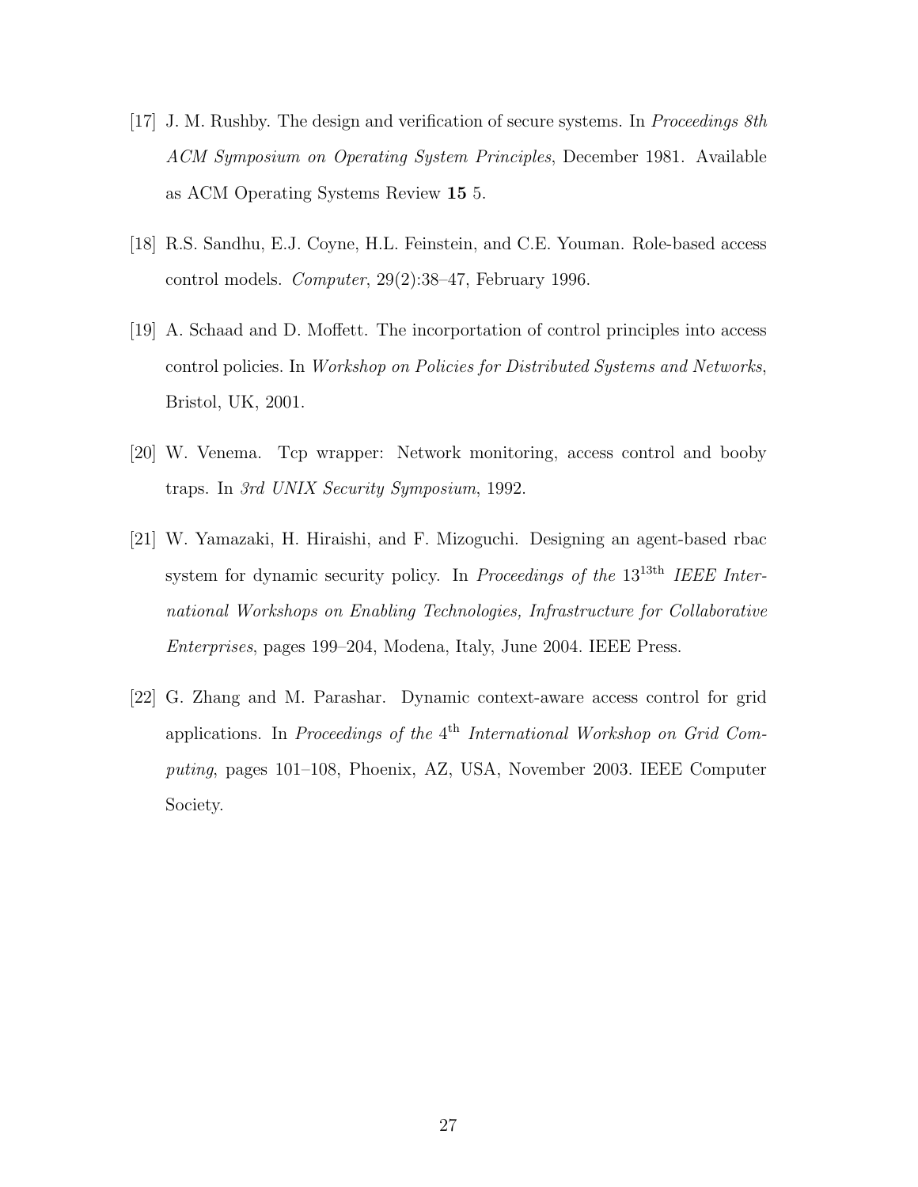[17] J. M. Rushby. The design and verification of secure systems. In *Proceedings 8th ACM Symposium on Operating System Principles*, December 1981. Available as ACM Operating Systems Review **15** 5.

[18] R.S. Sandhu, E.J. Coyne, H.L. Feinstein, and C.E. Youman. Role-based access control models. *Computer*, 29(2):38–47, February 1996.

[19] A. Schaad and D. Moffett. The incorportation of control principles into access control policies. In *Workshop on Policies for Distributed Systems and Networks*, Bristol, UK, 2001.

[20] W. Venema. Tcp wrapper: Network monitoring, access control and booby traps. In *3rd UNIX Security Symposium*, 1992.

[21] W. Yamazaki, H. Hiraishi, and F. Mizoguchi. Designing an agent-based rbac system for dynamic security policy. In *Proceedings of the* $13^{13\text{th}}$ *IEEE International Workshops on Enabling Technologies, Infrastructure for Collaborative Enterprises*, pages 199–204, Modena, Italy, June 2004. IEEE Press.

[22] G. Zhang and M. Parashar. Dynamic context-aware access control for grid applications. In *Proceedings of the* $4^{\text{th}}$ *International Workshop on Grid Computing*, pages 101–108, Phoenix, AZ, USA, November 2003. IEEE Computer Society.